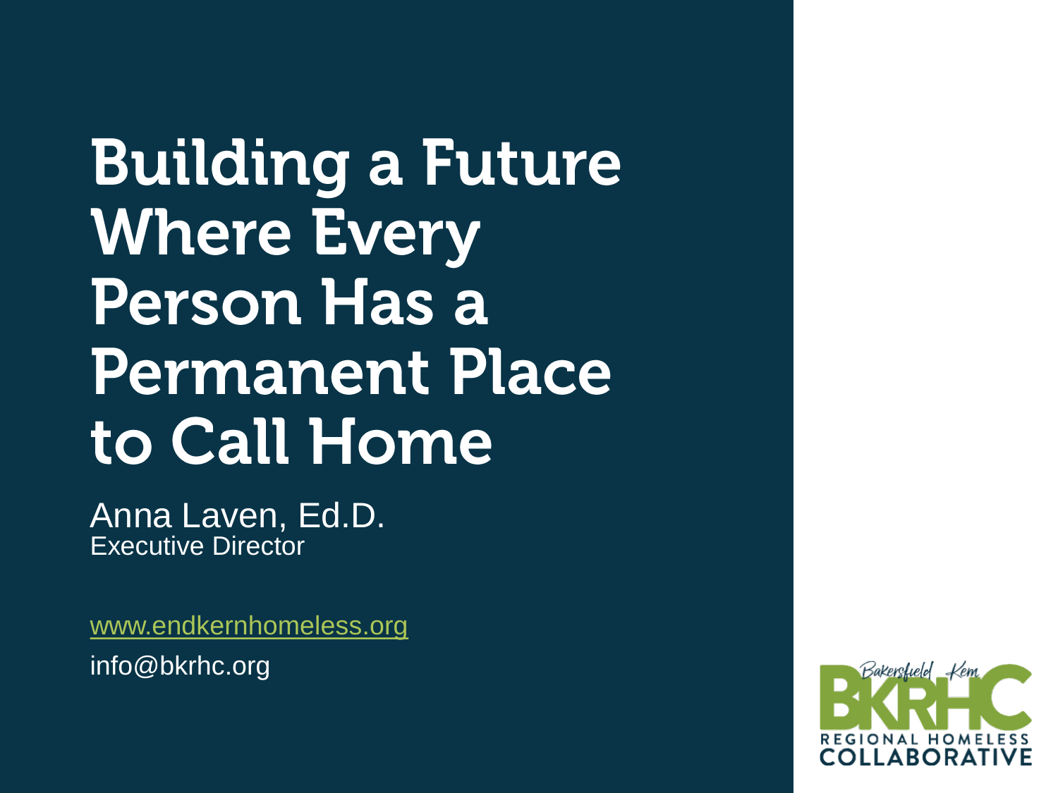# Building a Future Where Every Person Has a Permanent Place to Call Home

Anna Laven, Ed.D.
Executive Director

[www.endkernhomeless.org](http://www.endkernhomeless.org)

info@bkrhc.org

Bakersfield Kern BKRHC REGIONAL HOMELESS COLLABORATIVE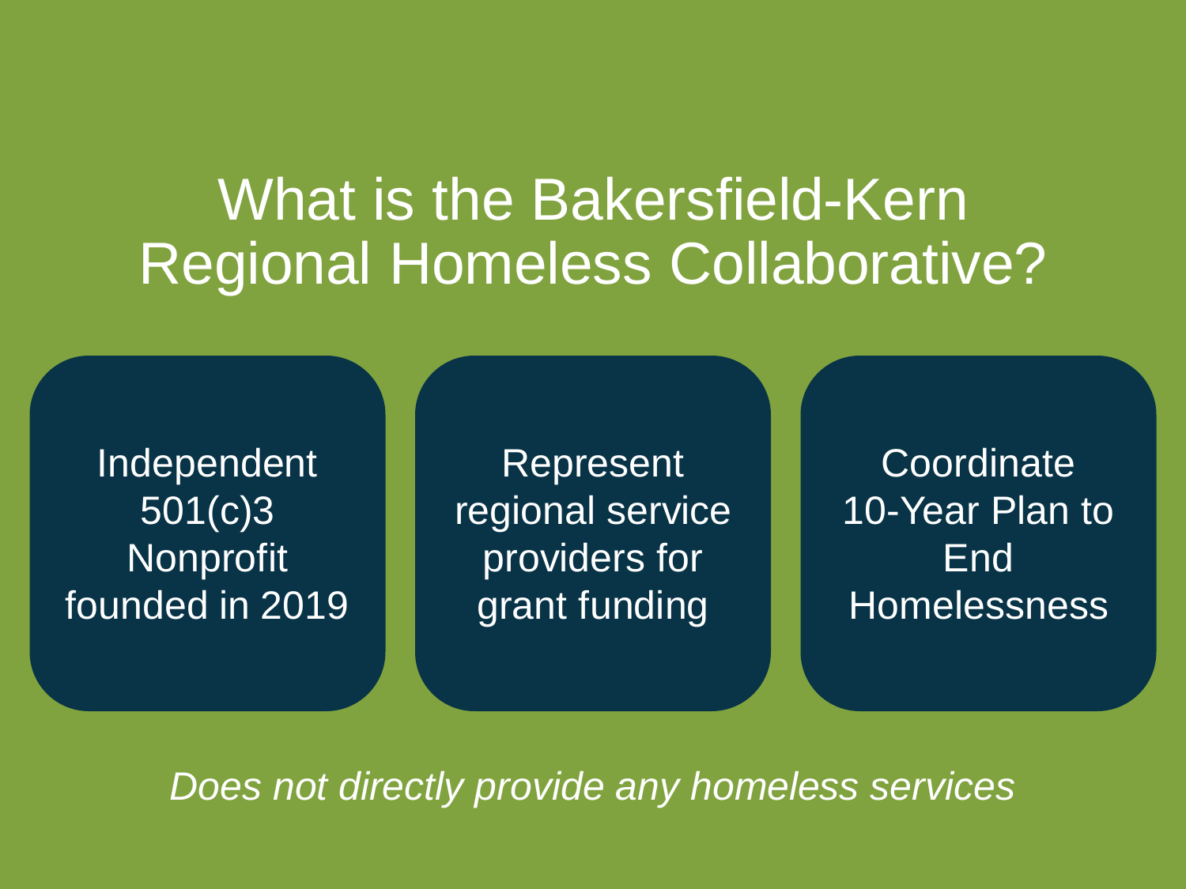# What is the Bakersfield-Kern Regional Homeless Collaborative?

- Independent 501(c)3 Nonprofit founded in 2019
- Represent regional service providers for grant funding
- Coordinate 10-Year Plan to End Homelessness

*Does not directly provide any homeless services*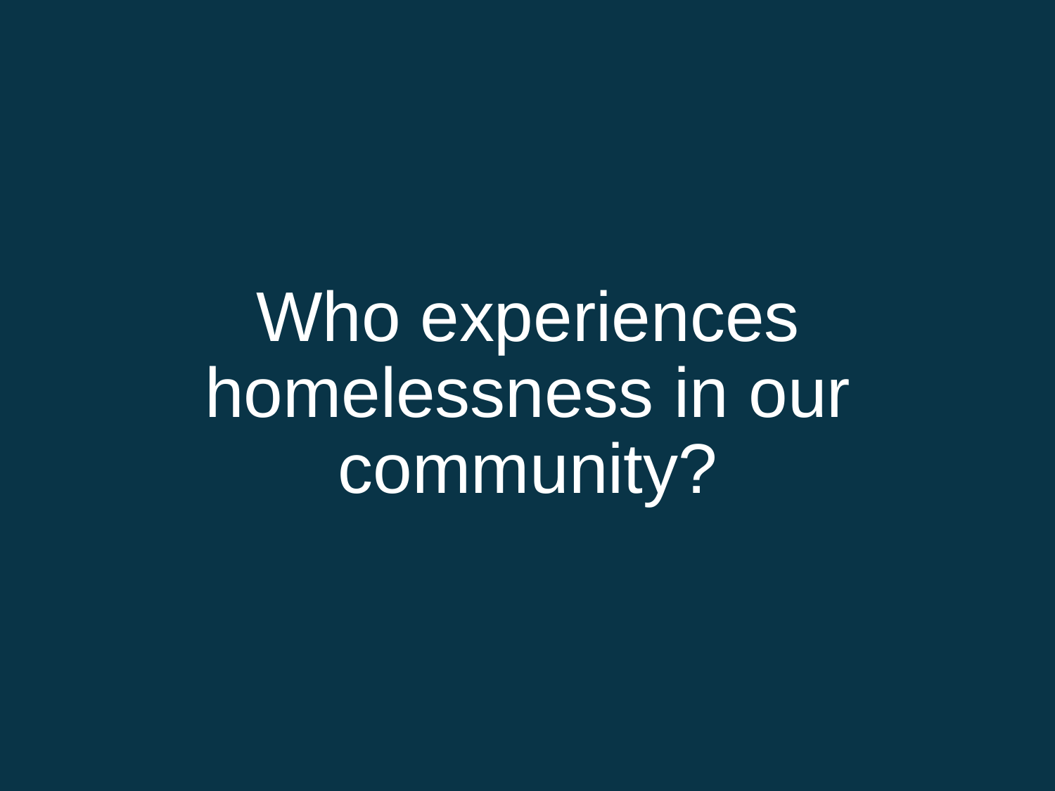# Who experiences homelessness in our community?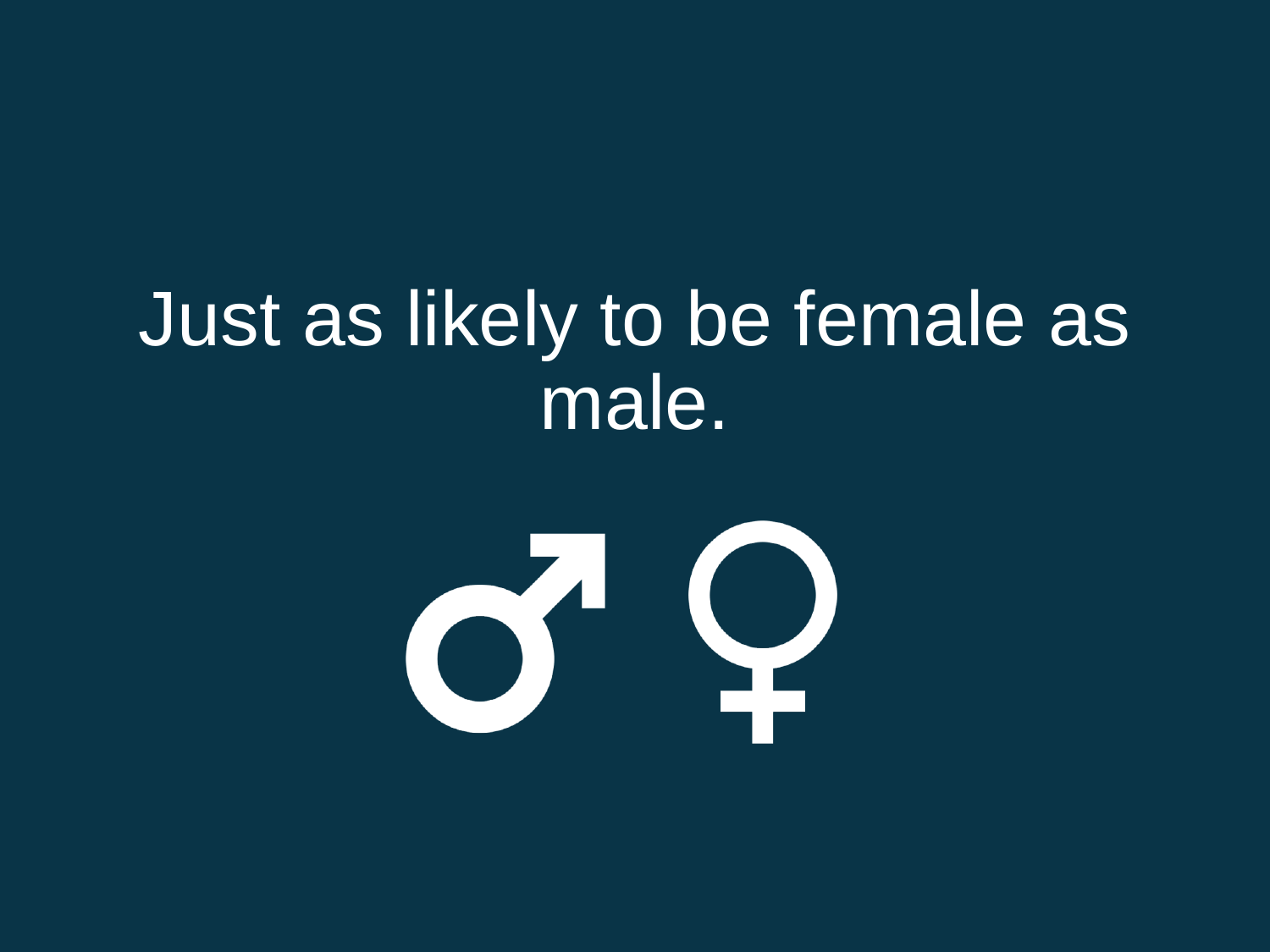Just as likely to be female as male.

♂ ♀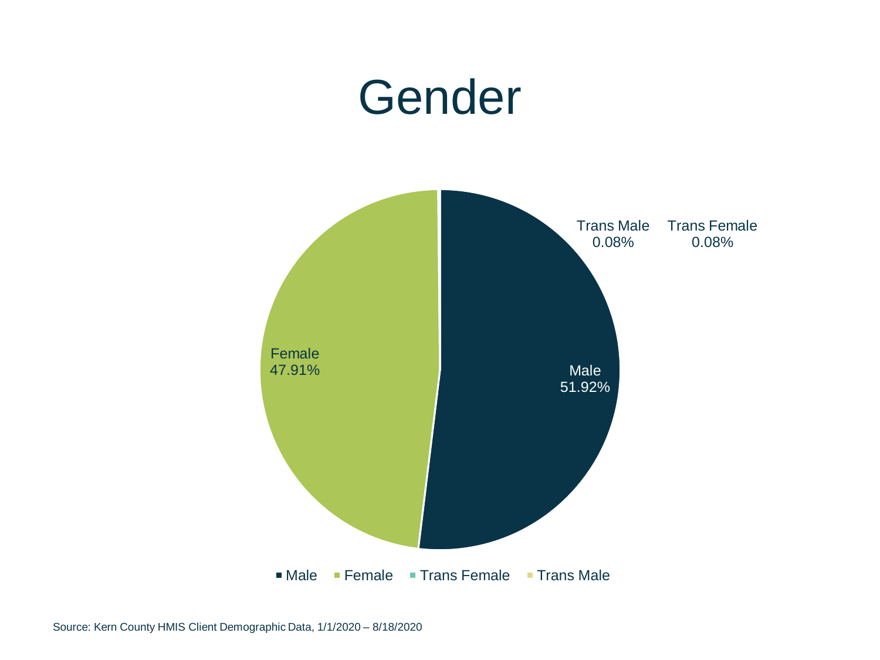# Gender

| Gender | Percent |
| --- | --- |
| Male | 51.92% |
| Female | 47.91% |
| Trans Female | 0.08% |
| Trans Male | 0.08% |

Source: Kern County HMIS Client Demographic Data, 1/1/2020 – 8/18/2020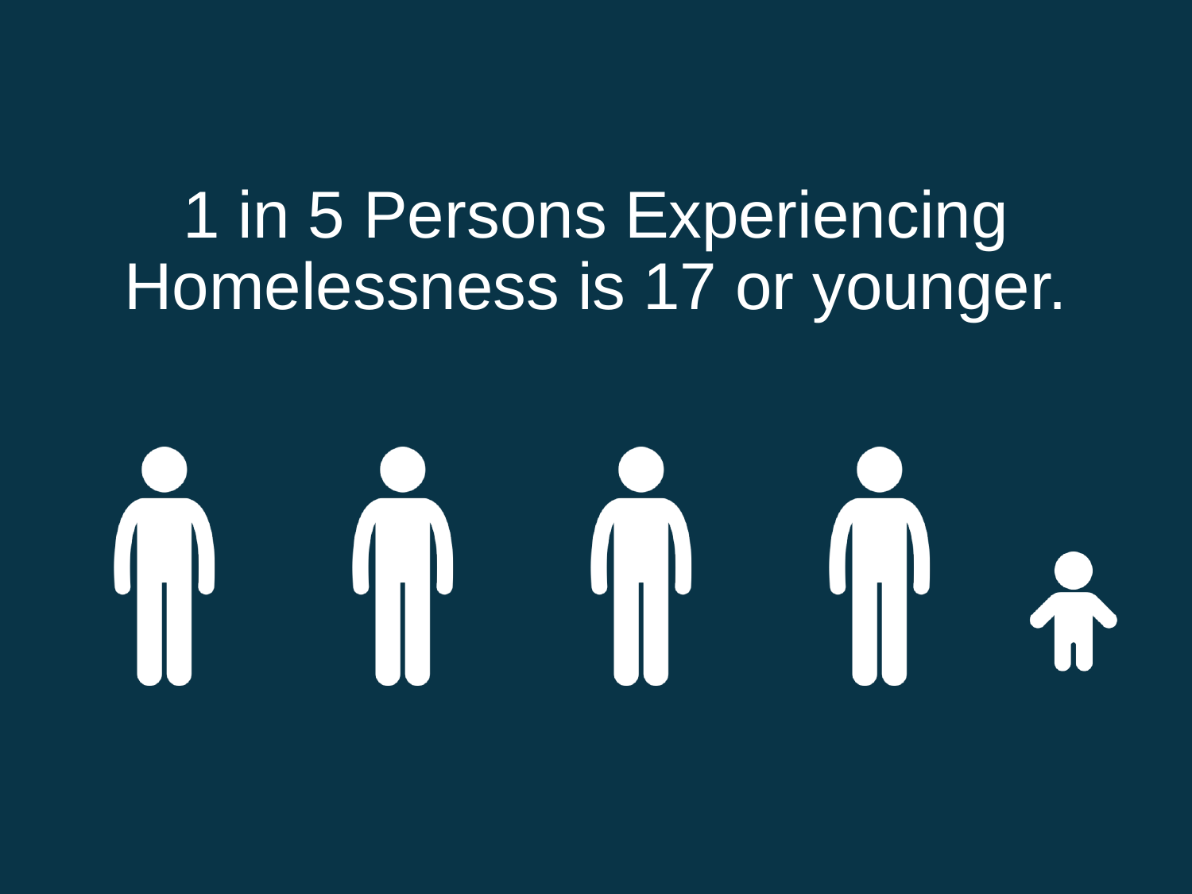1 in 5 Persons Experiencing Homelessness is 17 or younger.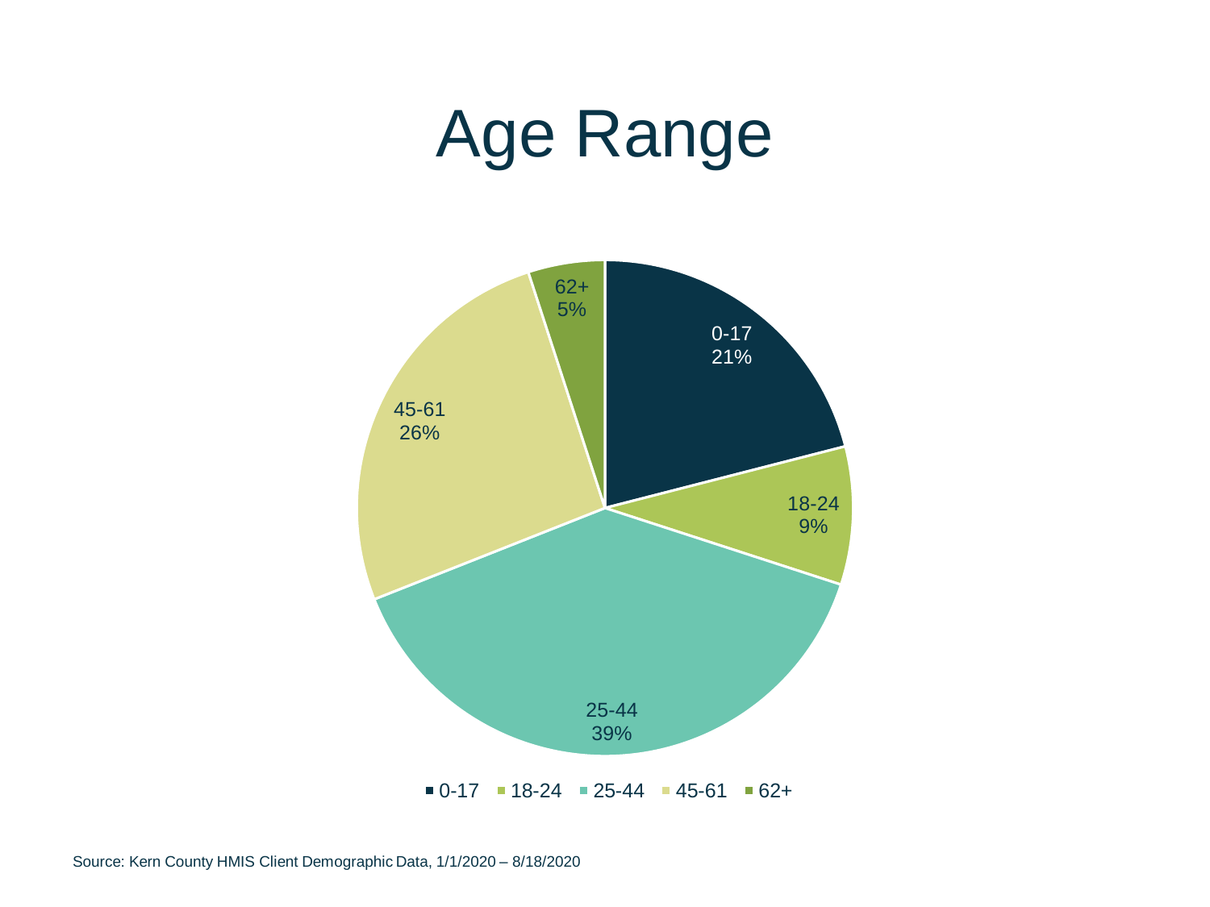# Age Range

| Age Range | Percentage |
|---|---|
| 0-17 | 21% |
| 18-24 | 9% |
| 25-44 | 39% |
| 45-61 | 26% |
| 62+ | 5% |

Source: Kern County HMIS Client Demographic Data, 1/1/2020 – 8/18/2020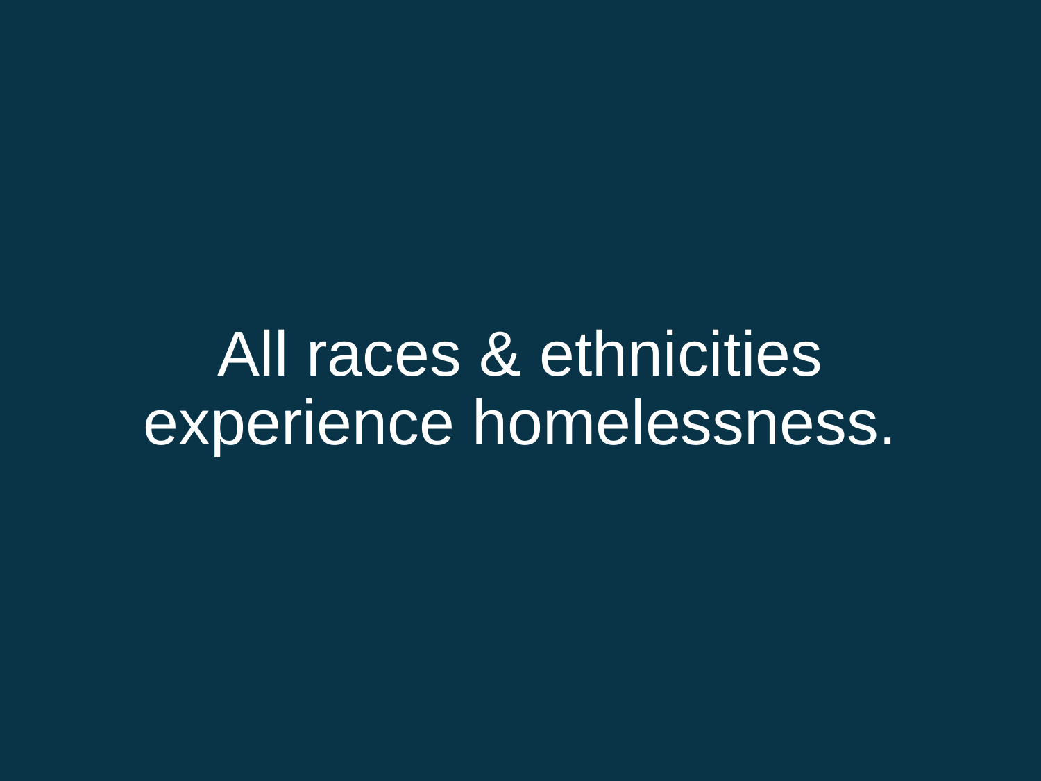All races & ethnicities experience homelessness.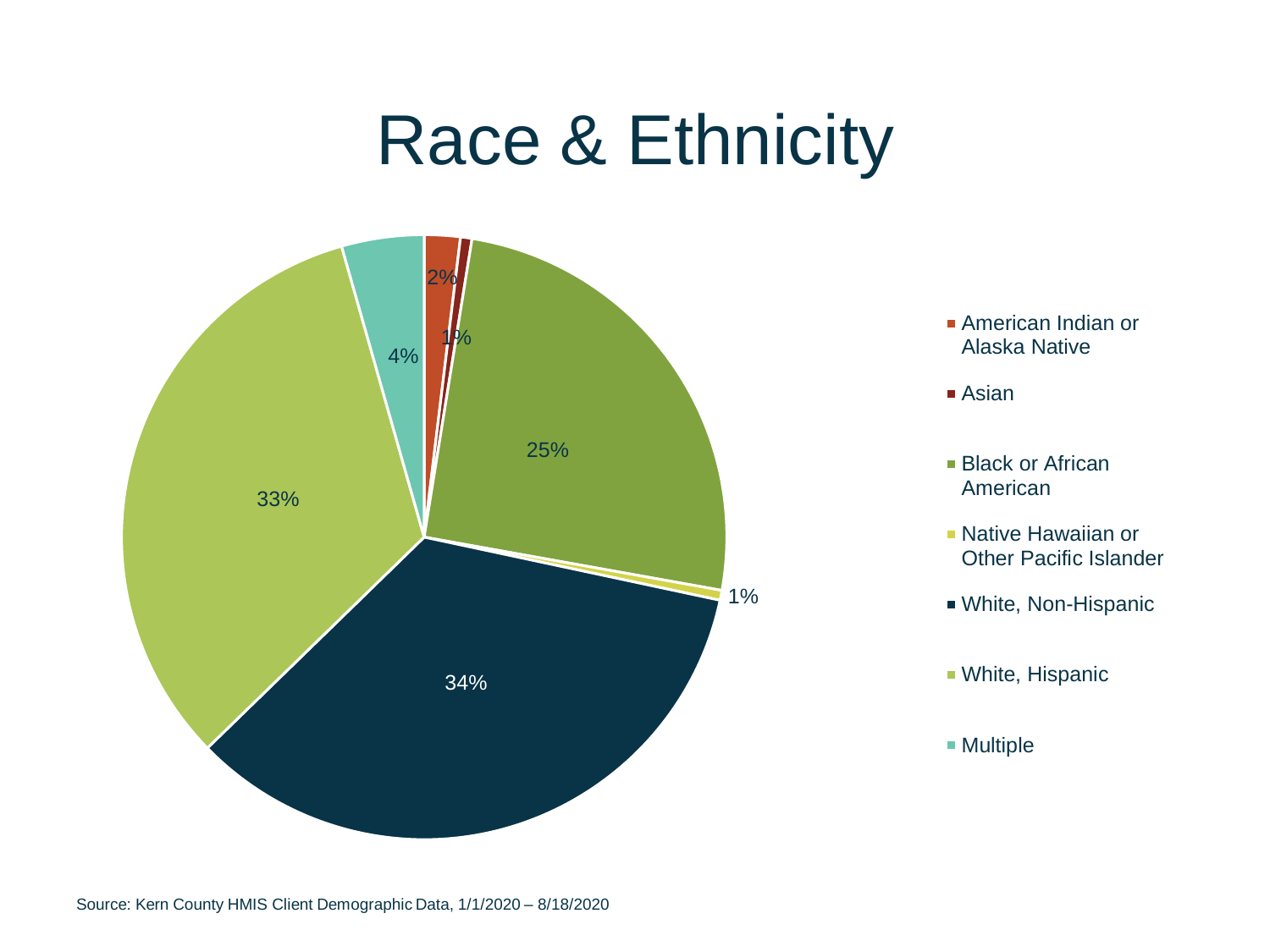# Race & Ethnicity

| Race & Ethnicity | Percentage |
| --- | --- |
| American Indian or Alaska Native | 2% |
| Asian | 1% |
| Black or African American | 25% |
| Native Hawaiian or Other Pacific Islander | 1% |
| White, Non-Hispanic | 34% |
| White, Hispanic | 33% |
| Multiple | 4% |

Source: Kern County HMIS Client Demographic Data, 1/1/2020 – 8/18/2020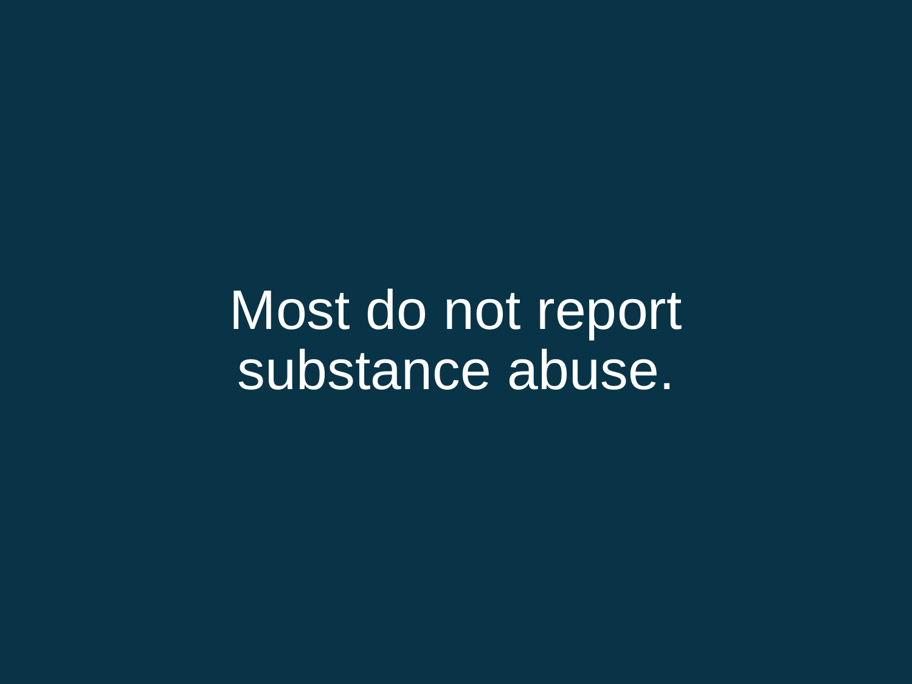Most do not report substance abuse.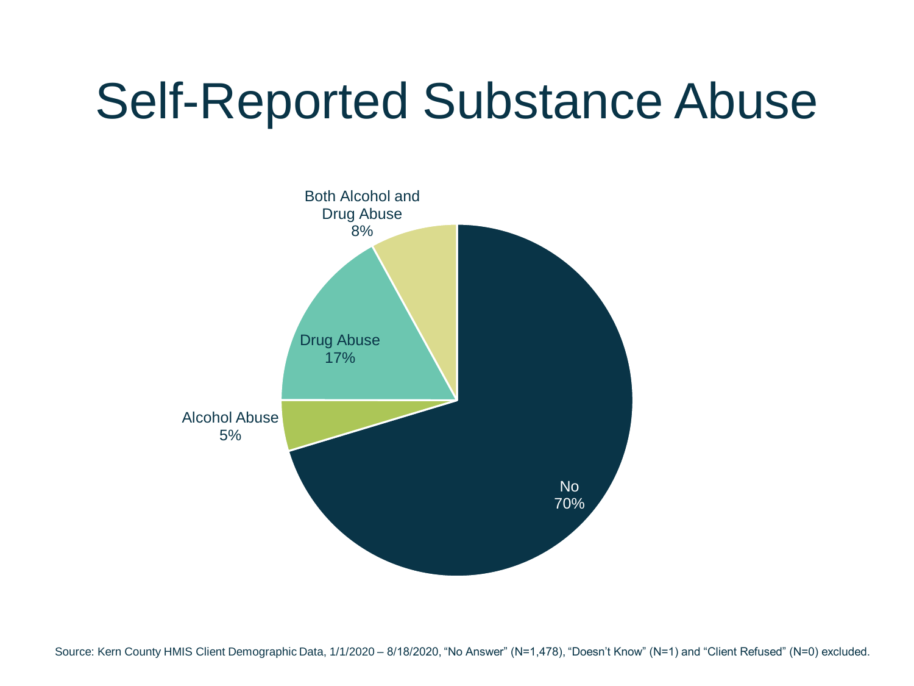# Self-Reported Substance Abuse

Both Alcohol and Drug Abuse 8%

Drug Abuse 17%

Alcohol Abuse 5%

No 70%

Source: Kern County HMIS Client Demographic Data, 1/1/2020 – 8/18/2020, "No Answer" (N=1,478), "Doesn't Know" (N=1) and "Client Refused" (N=0) excluded.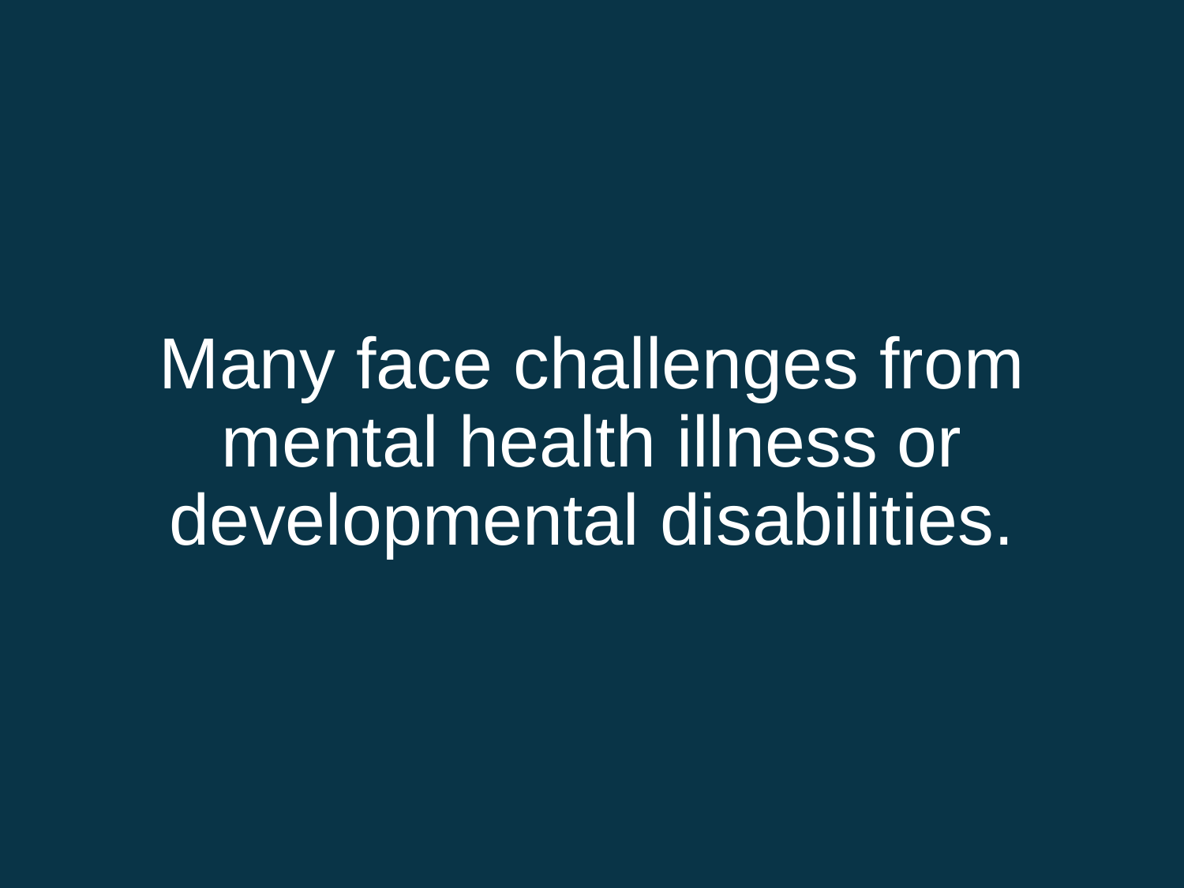Many face challenges from mental health illness or developmental disabilities.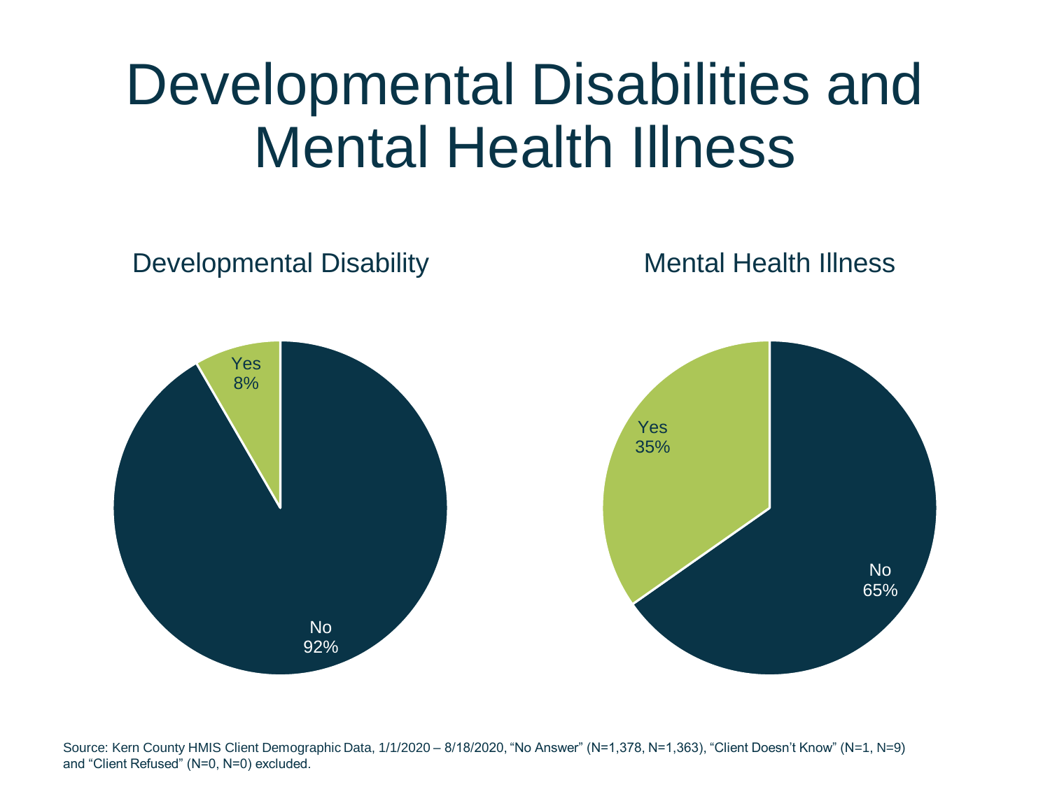# Developmental Disabilities and Mental Health Illness

## Developmental Disability

Yes 8%

No 92%

## Mental Health Illness

Yes 35%

No 65%

Source: Kern County HMIS Client Demographic Data, 1/1/2020 – 8/18/2020, "No Answer" (N=1,378, N=1,363), "Client Doesn't Know" (N=1, N=9) and "Client Refused" (N=0, N=0) excluded.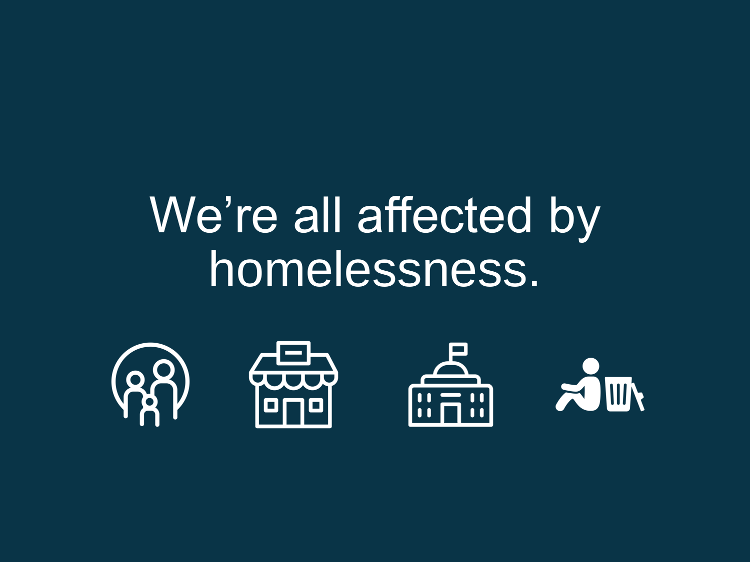We’re all affected by homelessness.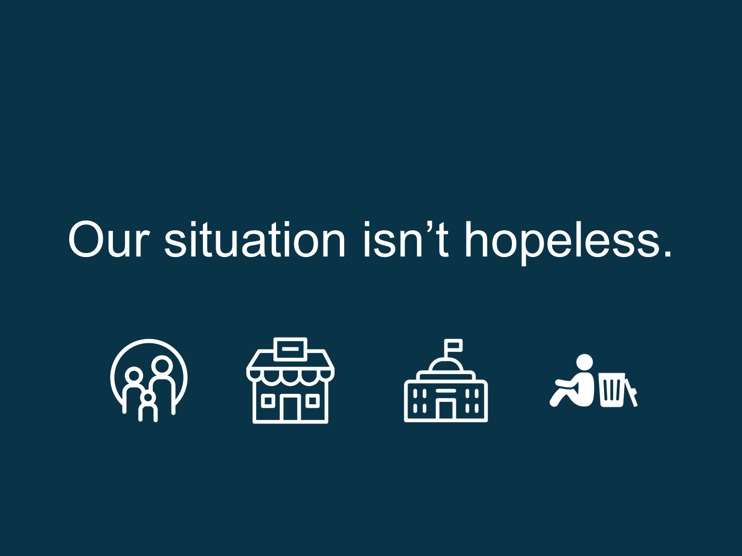Our situation isn’t hopeless.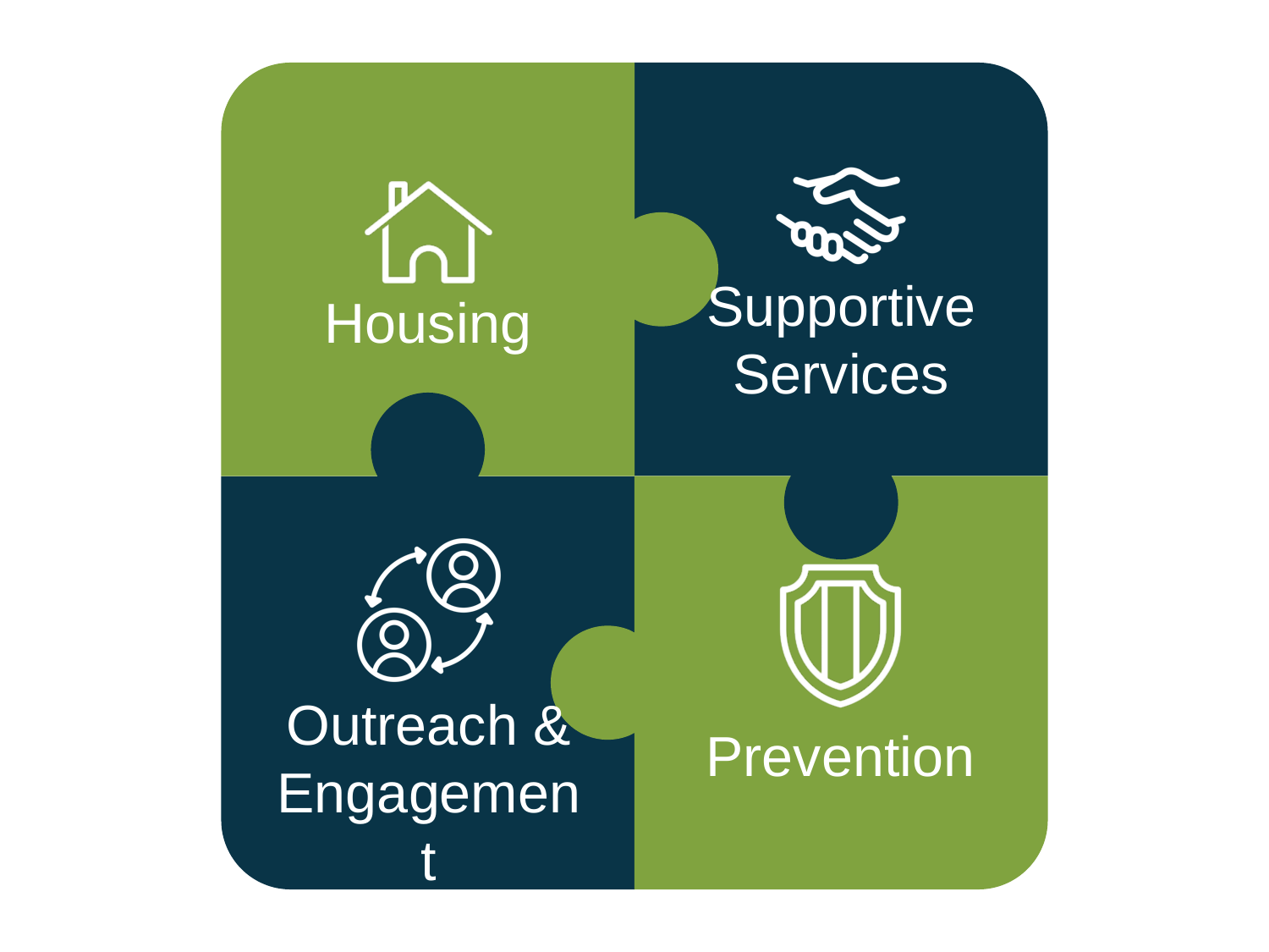Housing

Supportive Services

Outreach & Engagement

Prevention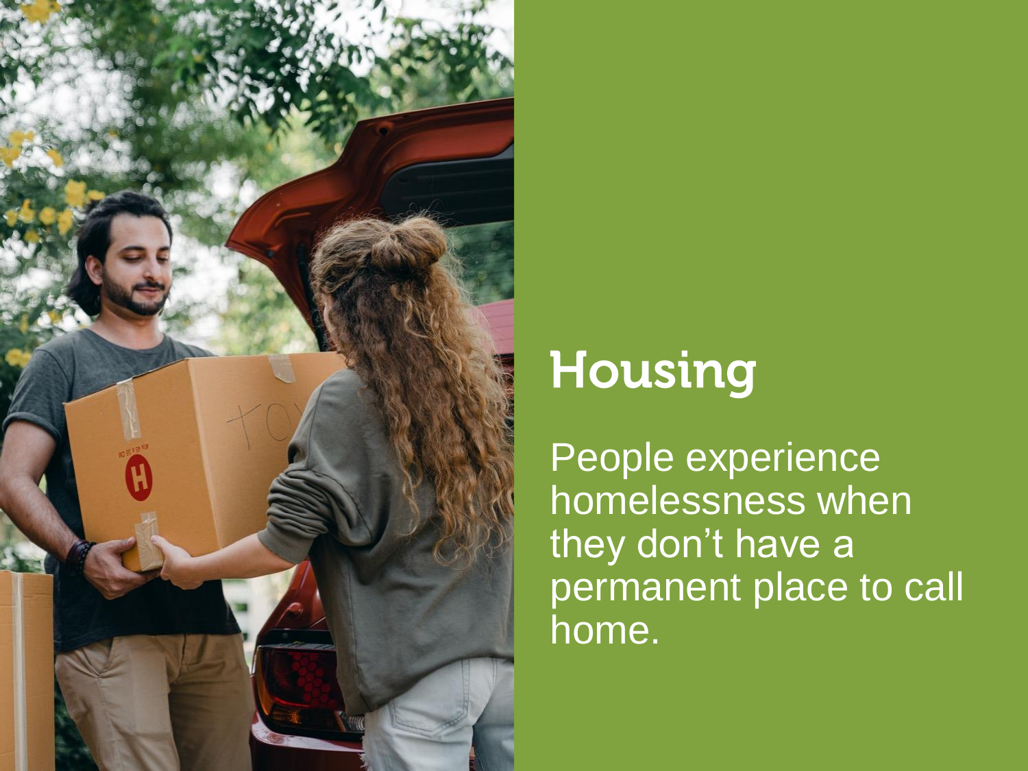# Housing

People experience homelessness when they don't have a permanent place to call home.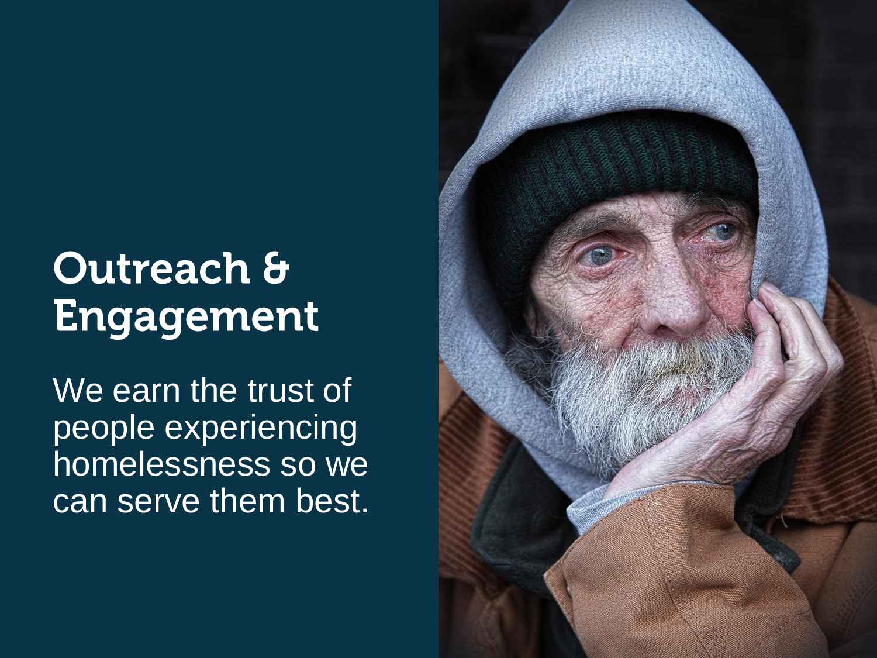# Outreach & Engagement

We earn the trust of people experiencing homelessness so we can serve them best.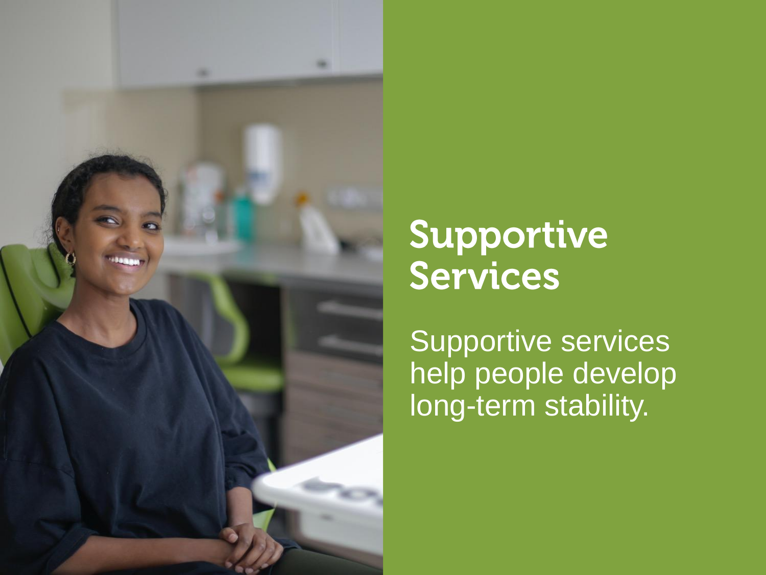# Supportive Services

Supportive services help people develop long-term stability.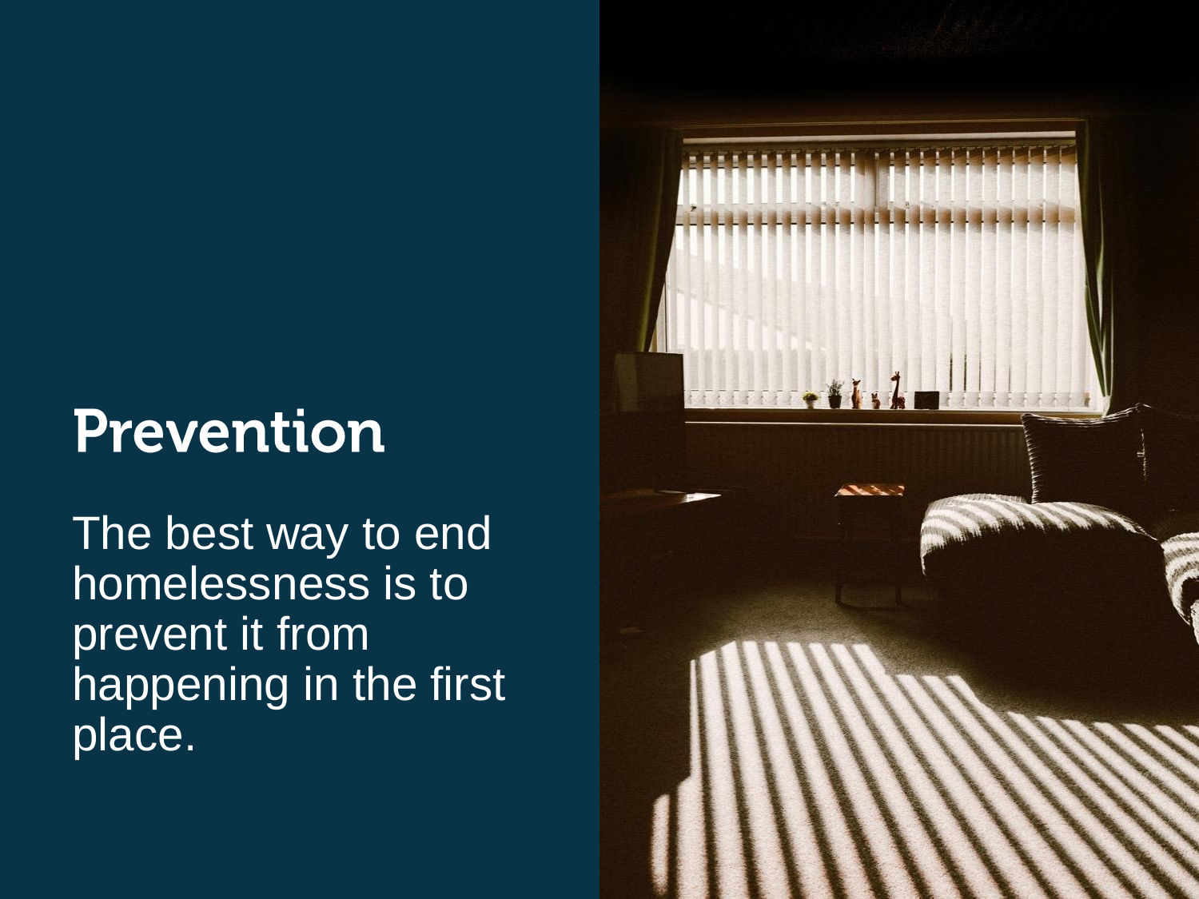# Prevention

The best way to end homelessness is to prevent it from happening in the first place.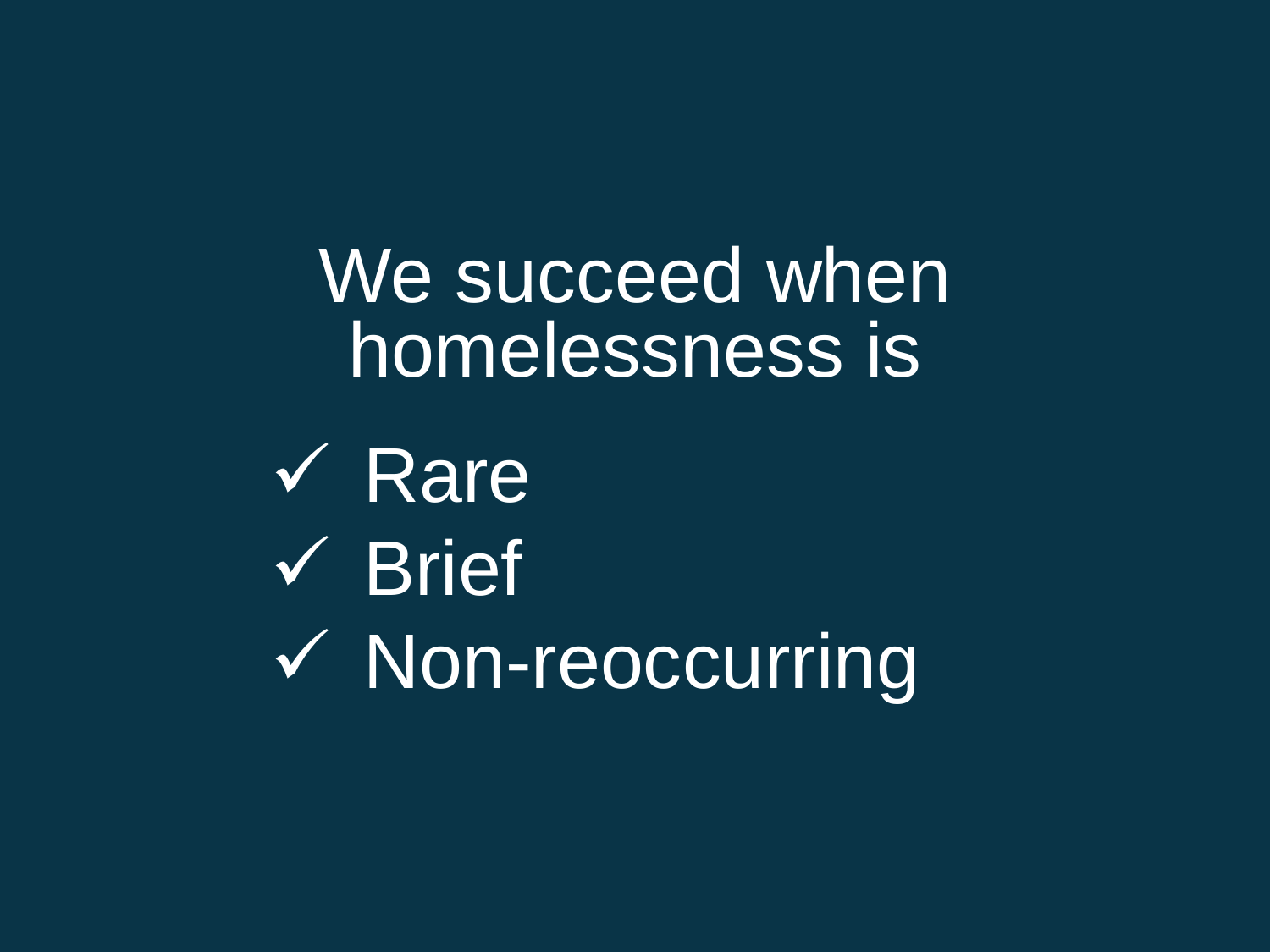We succeed when homelessness is

- ✓ Rare
- ✓ Brief
- ✓ Non-reoccurring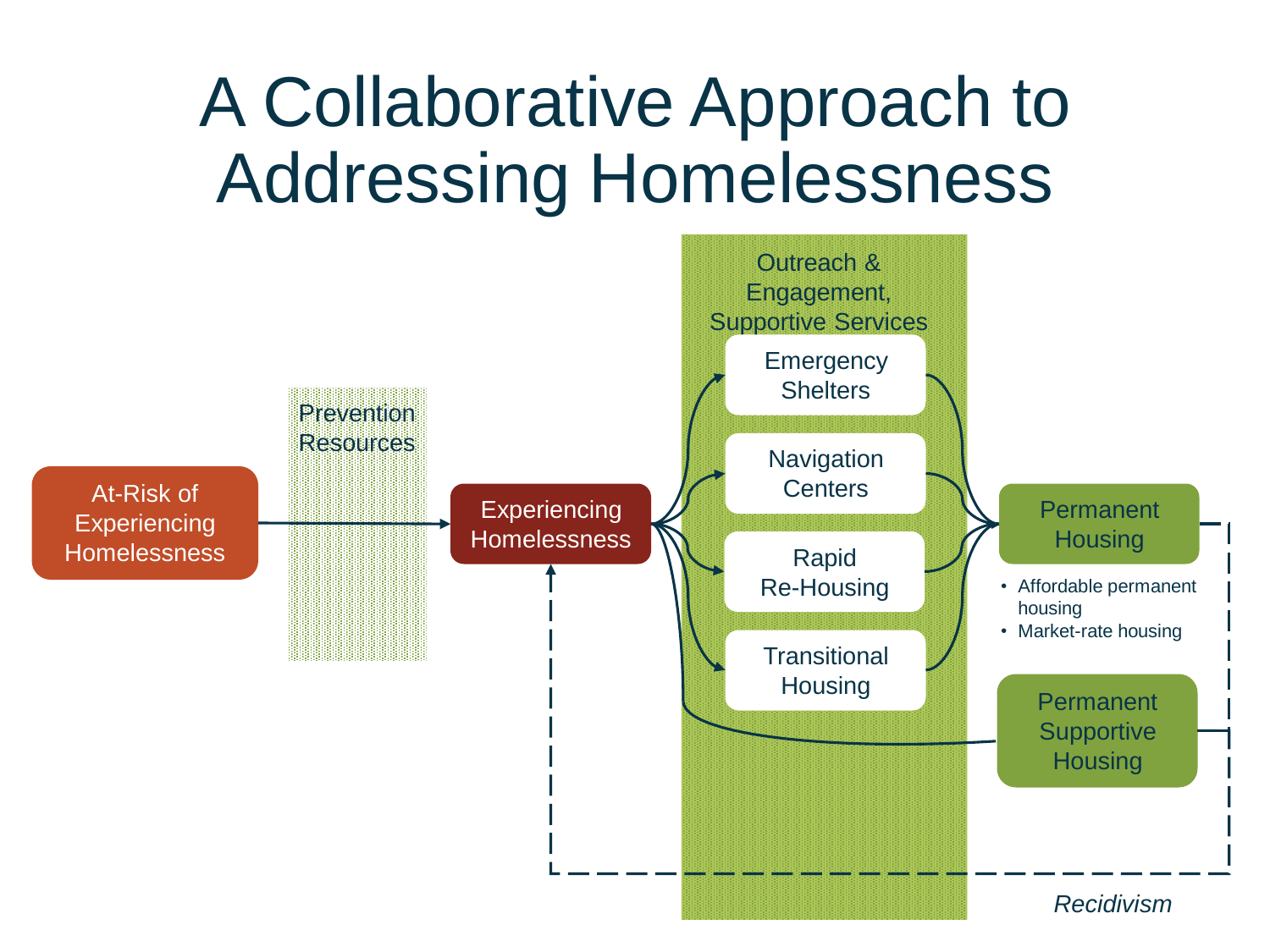# A Collaborative Approach to Addressing Homelessness

At-Risk of Experiencing Homelessness

Prevention Resources

Experiencing Homelessness

Outreach & Engagement, Supportive Services

Emergency Shelters

Navigation Centers

Rapid Re-Housing

Transitional Housing

Permanent Housing

- Affordable permanent housing
- Market-rate housing

Permanent Supportive Housing

*Recidivism*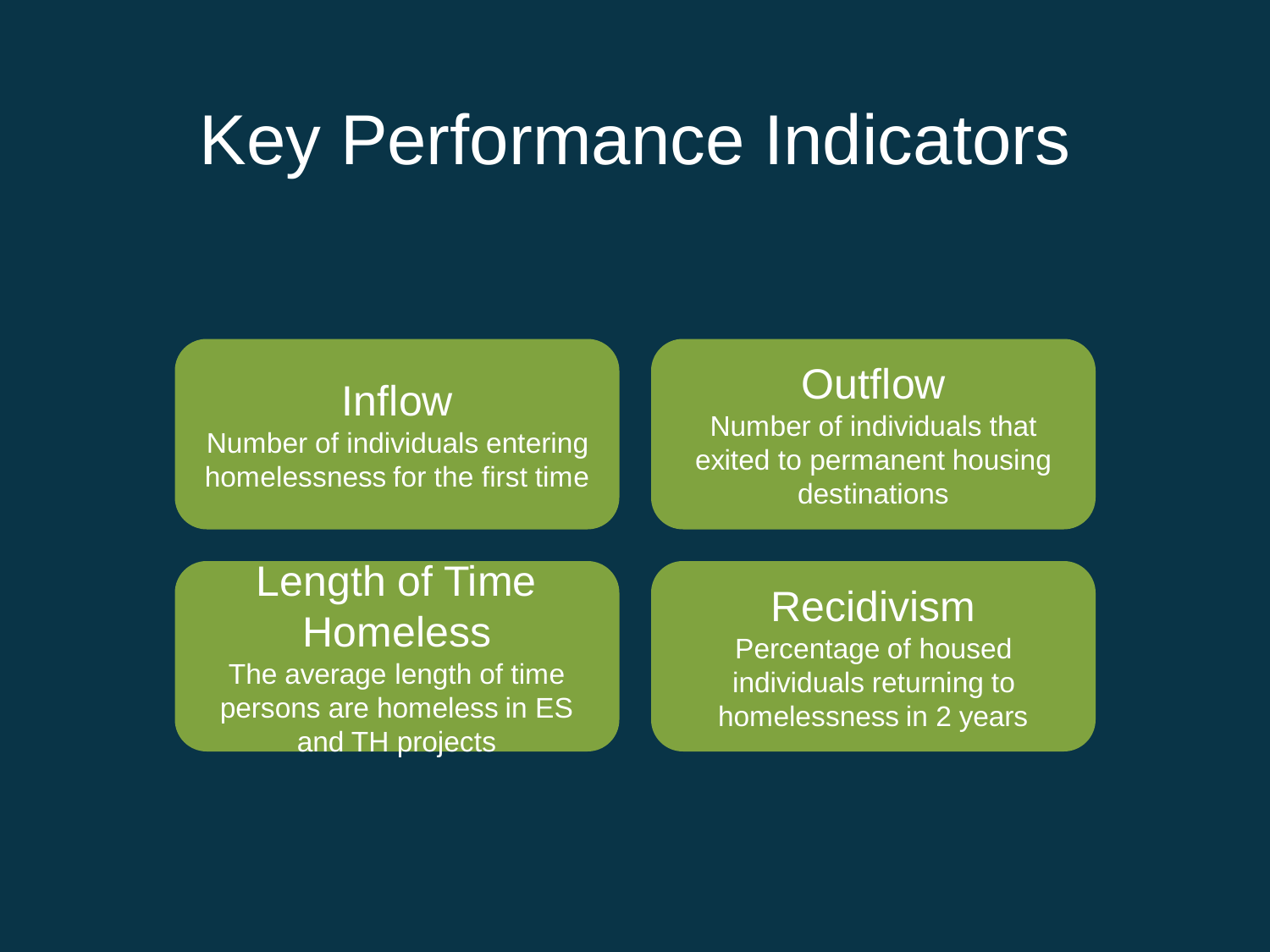# Key Performance Indicators

## Inflow

Number of individuals entering homelessness for the first time

## Outflow

Number of individuals that exited to permanent housing destinations

## Length of Time Homeless

The average length of time persons are homeless in ES and TH projects

## Recidivism

Percentage of housed individuals returning to homelessness in 2 years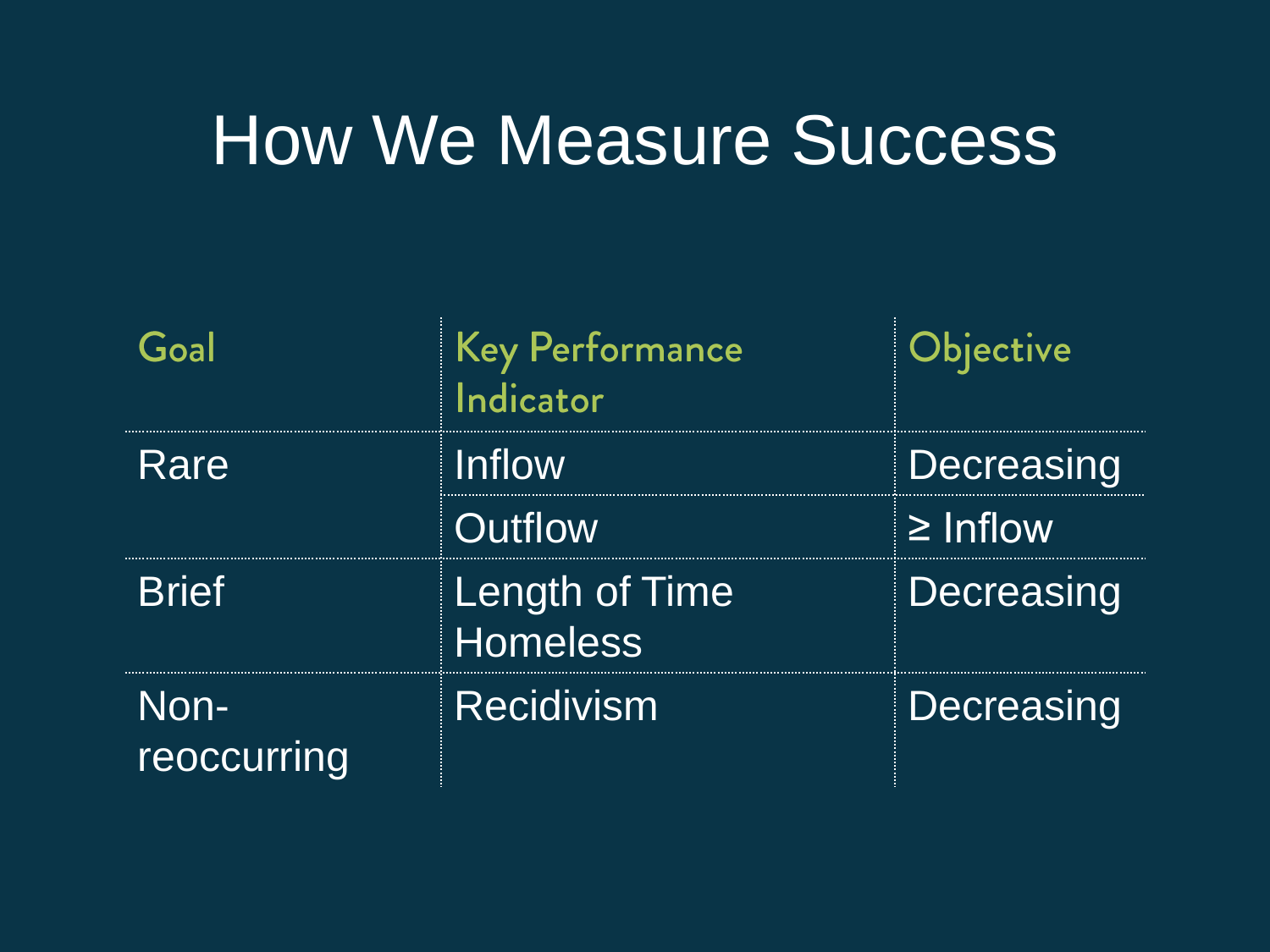# How We Measure Success

| Goal | Key Performance Indicator | Objective |
| --- | --- | --- |
| Rare | Inflow | Decreasing |
| | Outflow | ≥ Inflow |
| Brief | Length of Time Homeless | Decreasing |
| Non-reoccurring | Recidivism | Decreasing |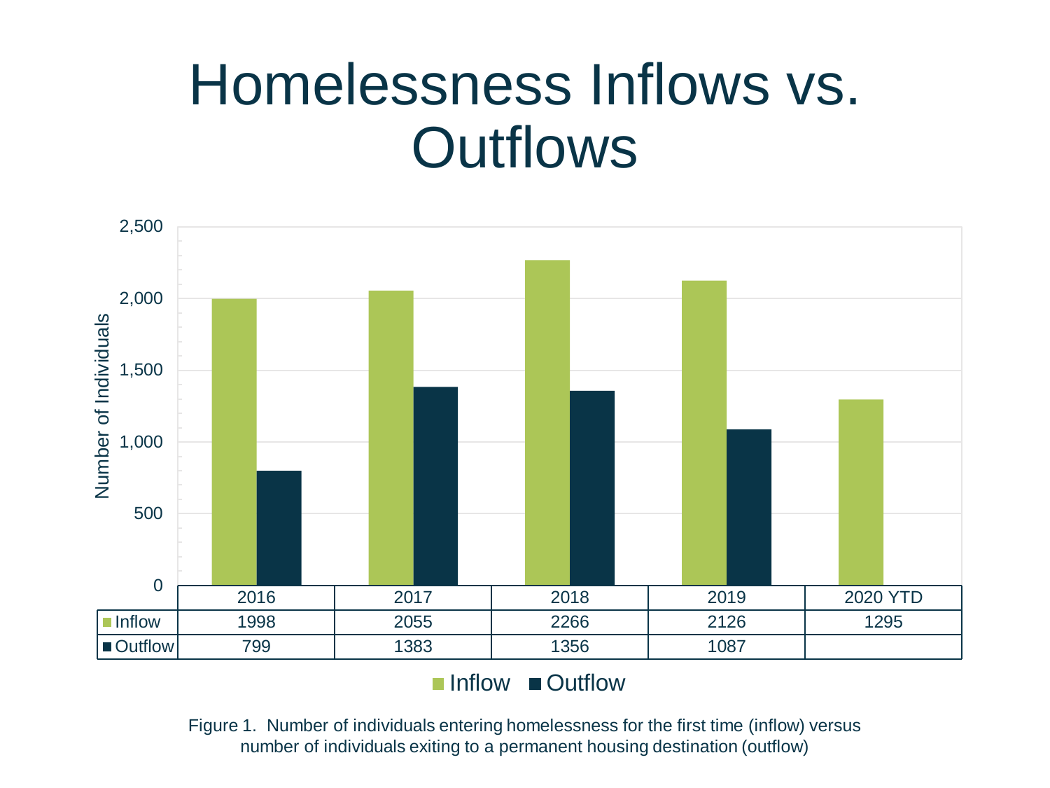# Homelessness Inflows vs. Outflows

| | 2016 | 2017 | 2018 | 2019 | 2020 YTD |
|---|---|---|---|---|---|
| Inflow | 1998 | 2055 | 2266 | 2126 | 1295 |
| Outflow | 799 | 1383 | 1356 | 1087 | |

Figure 1. Number of individuals entering homelessness for the first time (inflow) versus number of individuals exiting to a permanent housing destination (outflow)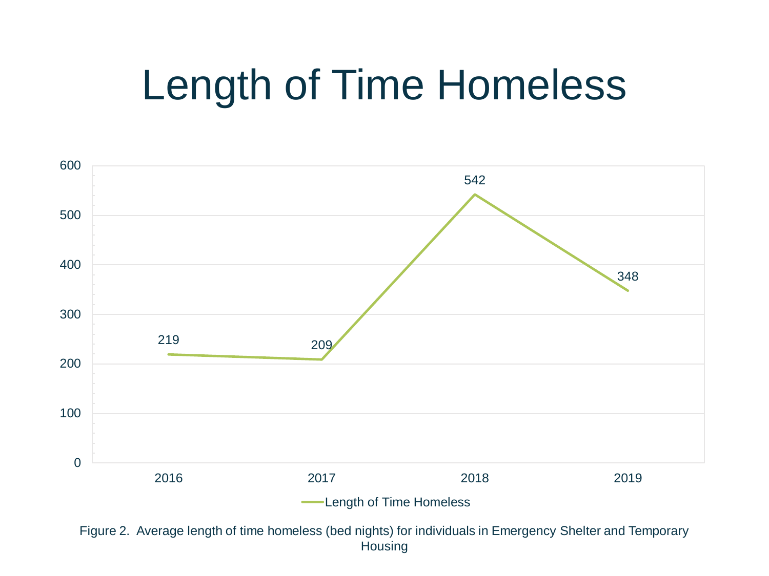# Length of Time Homeless

| Year | Length of Time Homeless |
|---|---|
| 2016 | 219 |
| 2017 | 209 |
| 2018 | 542 |
| 2019 | 348 |

Figure 2. Average length of time homeless (bed nights) for individuals in Emergency Shelter and Temporary Housing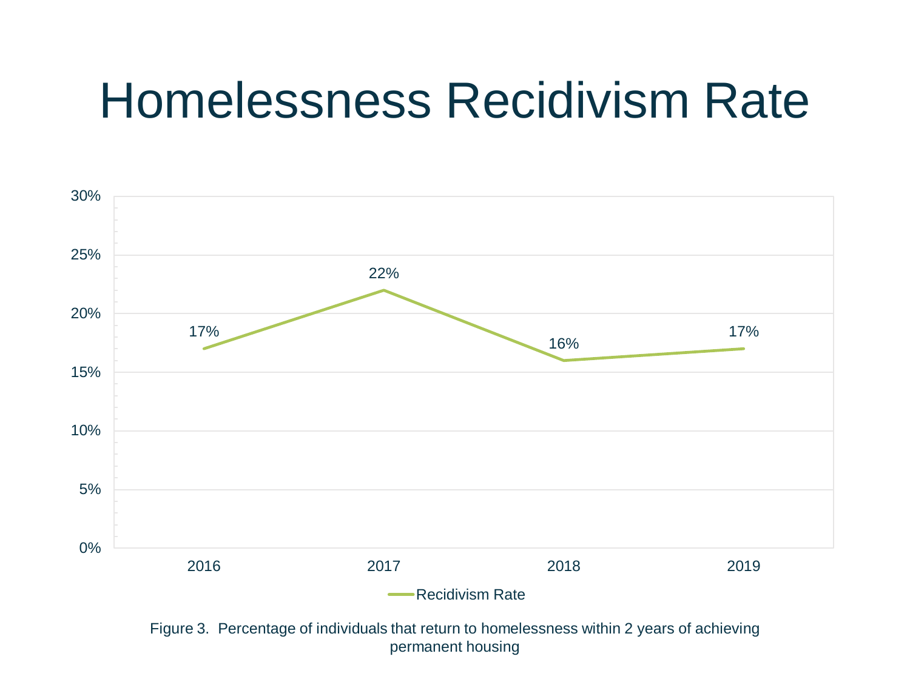# Homelessness Recidivism Rate

| Year | Recidivism Rate |
| --- | --- |
| 2016 | 17% |
| 2017 | 22% |
| 2018 | 16% |
| 2019 | 17% |

Figure 3. Percentage of individuals that return to homelessness within 2 years of achieving permanent housing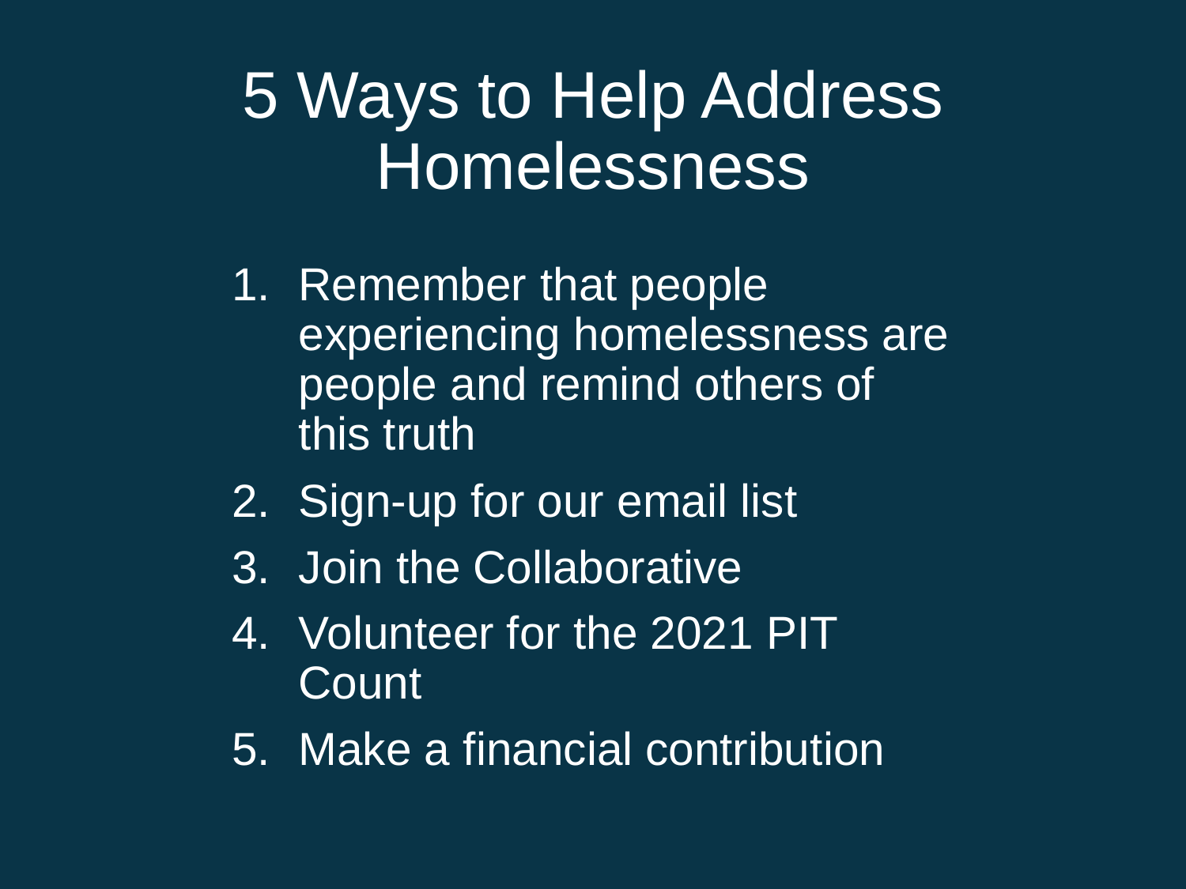# 5 Ways to Help Address Homelessness

1. Remember that people experiencing homelessness are people and remind others of this truth
2. Sign-up for our email list
3. Join the Collaborative
4. Volunteer for the 2021 PIT Count
5. Make a financial contribution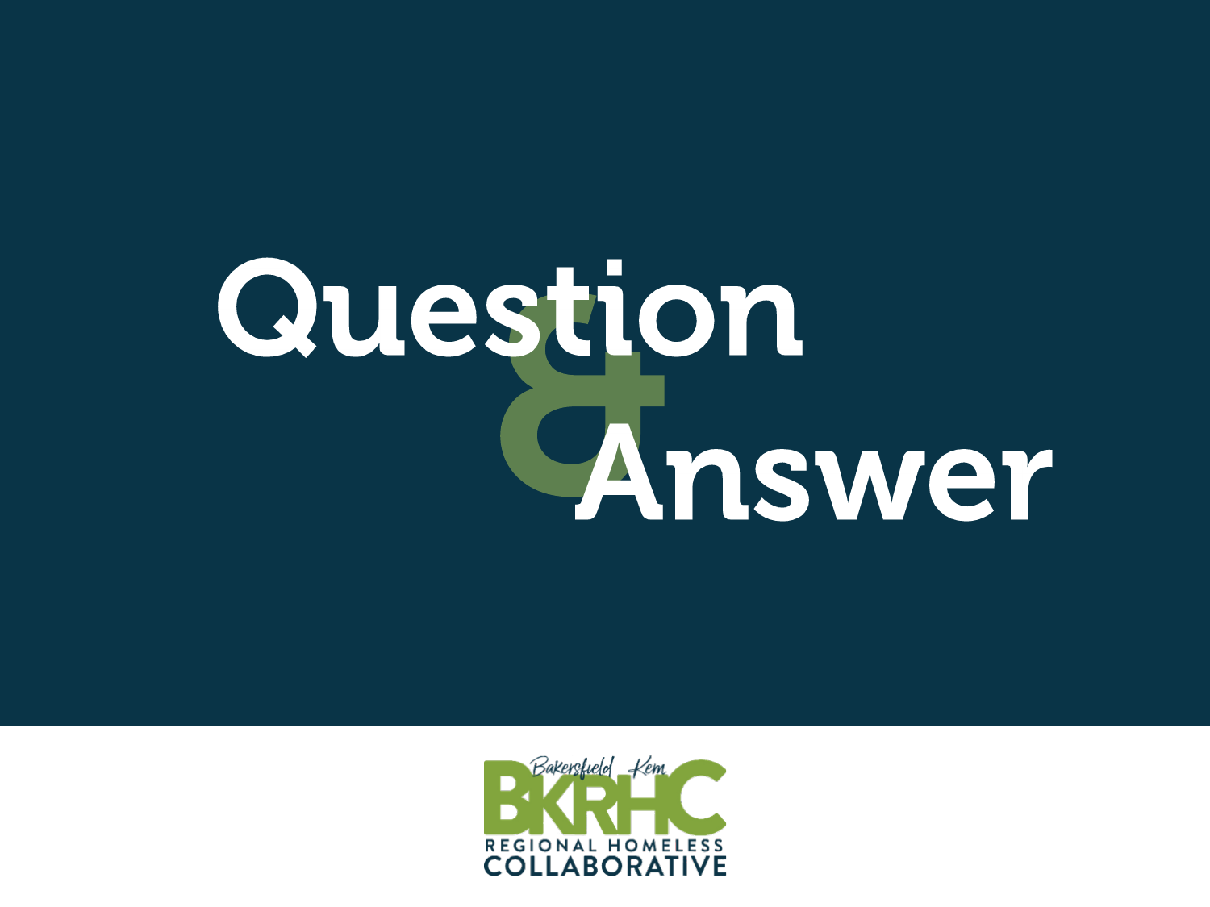# Question & Answer

Bakersfield Kern

BKRHC

REGIONAL HOMELESS COLLABORATIVE